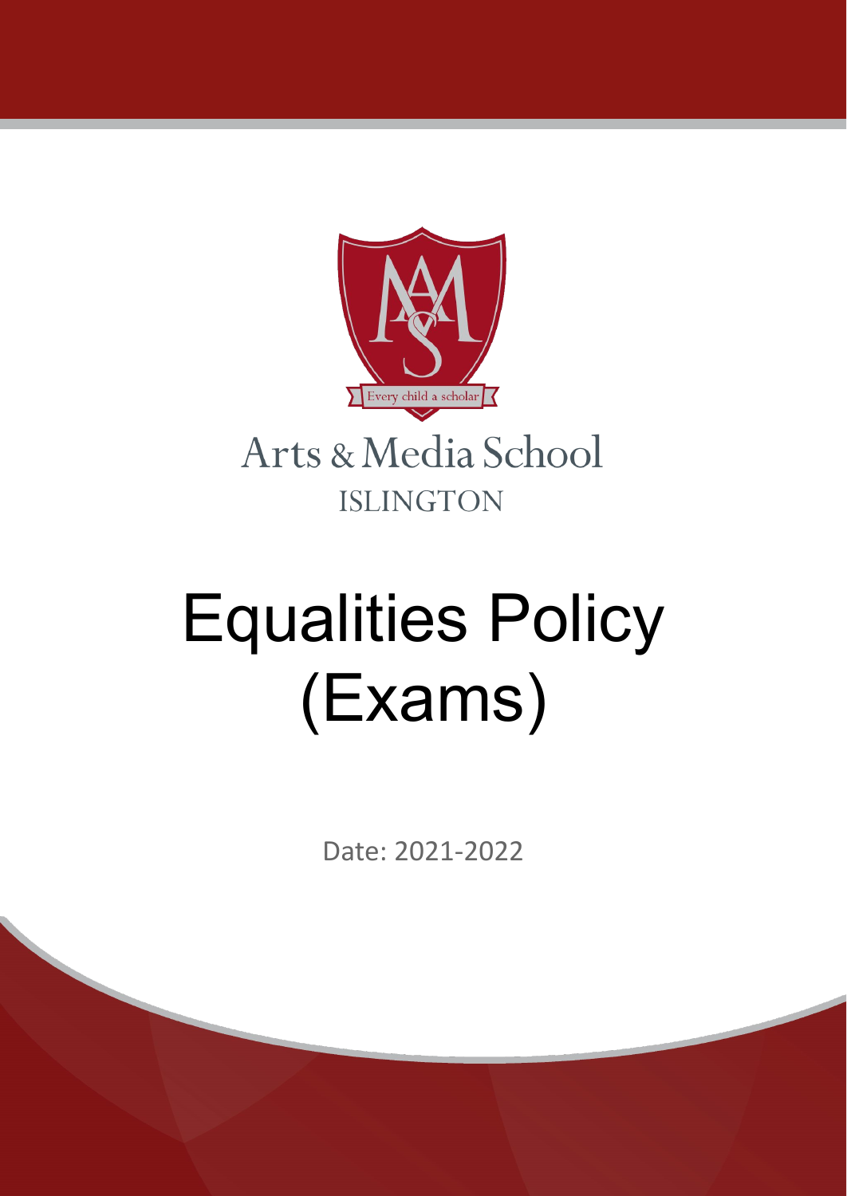Every child a scholar

Arts & Media School
ISLINGTON

# Equalities Policy (Exams)

Date: 2021-2022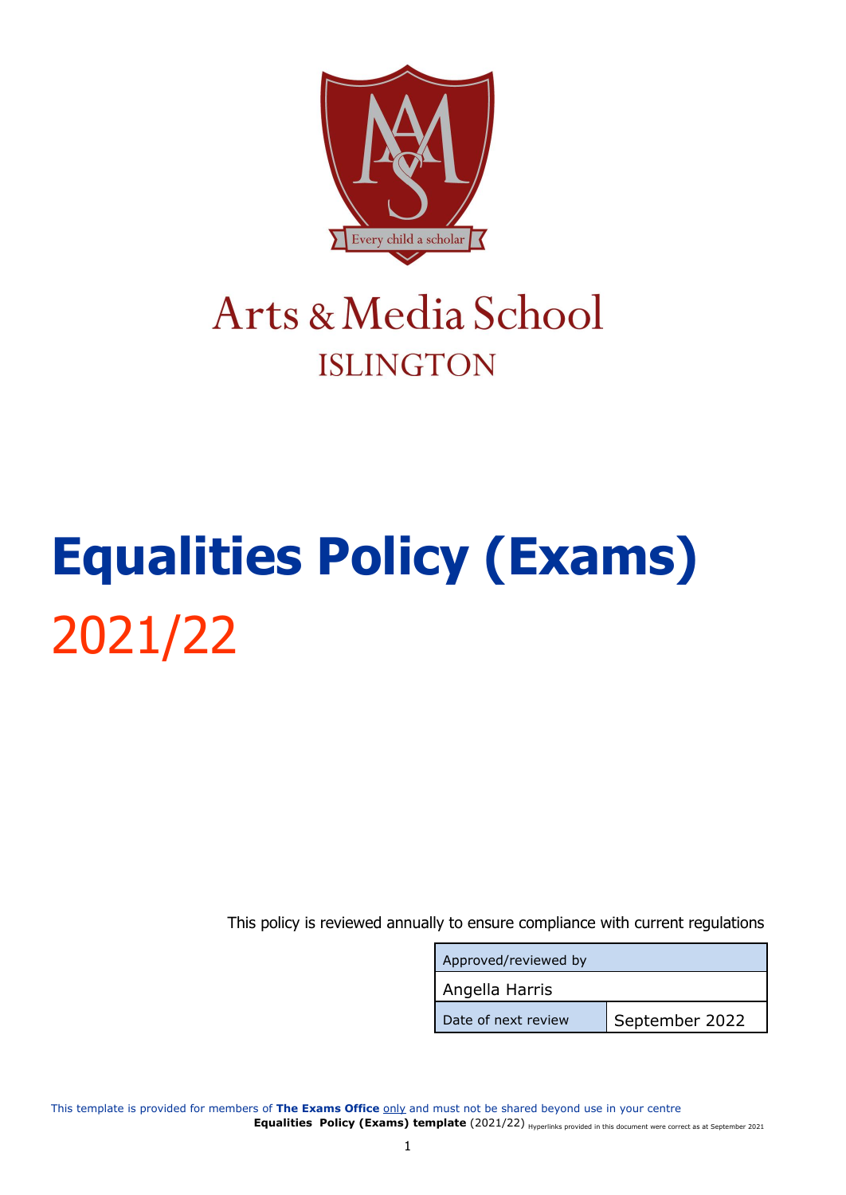Arts & Media School

ISLINGTON

# Equalities Policy (Exams)

2021/22

This policy is reviewed annually to ensure compliance with current regulations

| Approved/reviewed by | |
|---|---|
| Angella Harris | |
| Date of next review | September 2022 |

This template is provided for members of **The Exams Office** only and must not be shared beyond use in your centre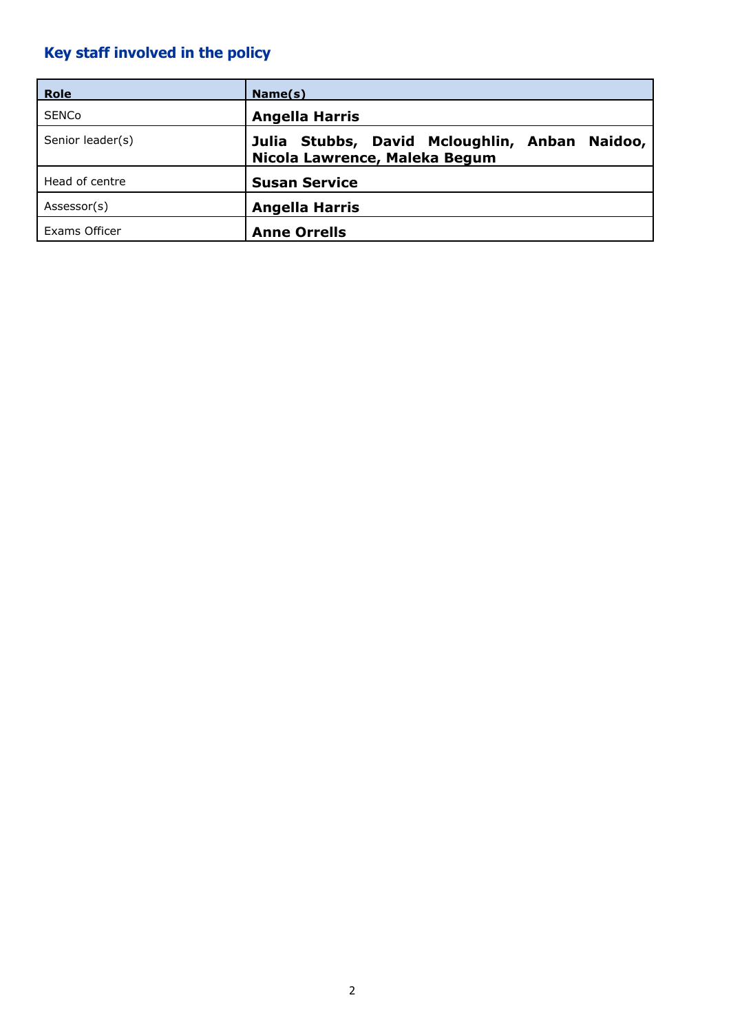## Key staff involved in the policy

| Role | Name(s) |
|---|---|
| SENCo | **Angella Harris** |
| Senior leader(s) | **Julia Stubbs, David Mcloughlin, Anban Naidoo, Nicola Lawrence, Maleka Begum** |
| Head of centre | **Susan Service** |
| Assessor(s) | **Angella Harris** |
| Exams Officer | **Anne Orrells** |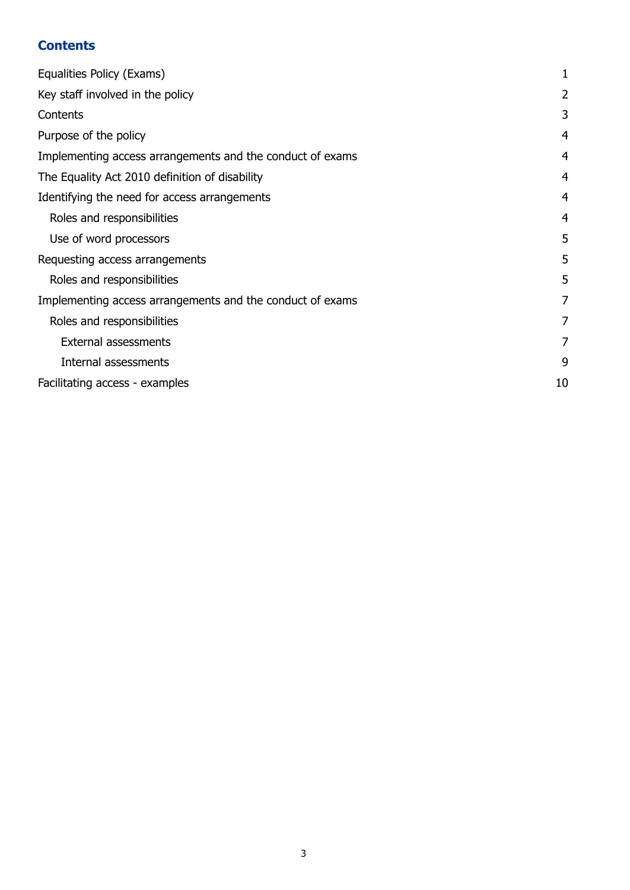## Contents

| | |
|---|---|
| Equalities Policy (Exams) | 1 |
| Key staff involved in the policy | 2 |
| Contents | 3 |
| Purpose of the policy | 4 |
| Implementing access arrangements and the conduct of exams | 4 |
| The Equality Act 2010 definition of disability | 4 |
| Identifying the need for access arrangements | 4 |
| Roles and responsibilities | 4 |
| Use of word processors | 5 |
| Requesting access arrangements | 5 |
| Roles and responsibilities | 5 |
| Implementing access arrangements and the conduct of exams | 7 |
| Roles and responsibilities | 7 |
| External assessments | 7 |
| Internal assessments | 9 |
| Facilitating access - examples | 10 |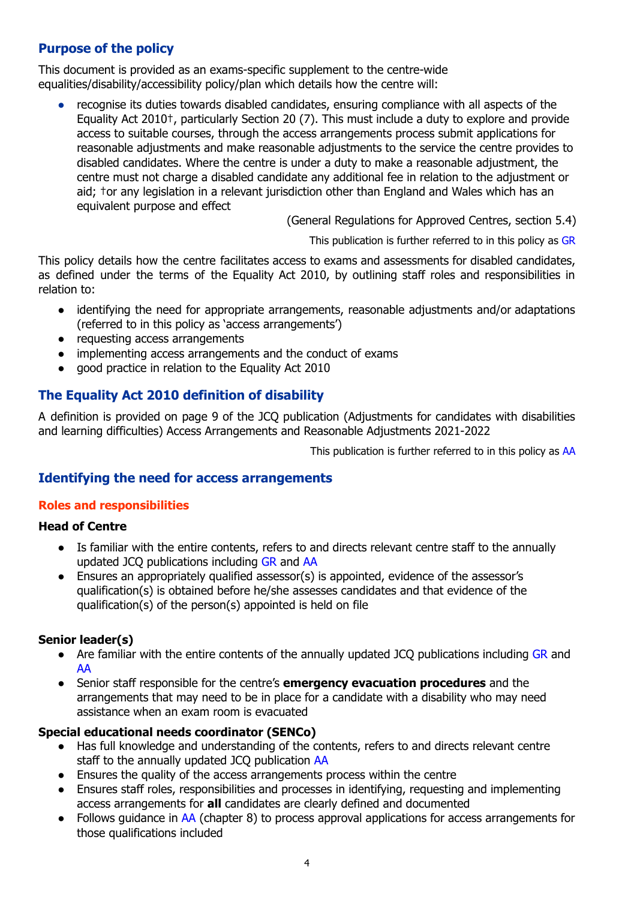## Purpose of the policy

This document is provided as an exams-specific supplement to the centre-wide equalities/disability/accessibility policy/plan which details how the centre will:

- recognise its duties towards disabled candidates, ensuring compliance with all aspects of the Equality Act 2010†, particularly Section 20 (7). This must include a duty to explore and provide access to suitable courses, through the access arrangements process submit applications for reasonable adjustments and make reasonable adjustments to the service the centre provides to disabled candidates. Where the centre is under a duty to make a reasonable adjustment, the centre must not charge a disabled candidate any additional fee in relation to the adjustment or aid; †or any legislation in a relevant jurisdiction other than England and Wales which has an equivalent purpose and effect

(General Regulations for Approved Centres, section 5.4)

This publication is further referred to in this policy as GR

This policy details how the centre facilitates access to exams and assessments for disabled candidates, as defined under the terms of the Equality Act 2010, by outlining staff roles and responsibilities in relation to:

- identifying the need for appropriate arrangements, reasonable adjustments and/or adaptations (referred to in this policy as 'access arrangements')
- requesting access arrangements
- implementing access arrangements and the conduct of exams
- good practice in relation to the Equality Act 2010

## The Equality Act 2010 definition of disability

A definition is provided on page 9 of the JCQ publication (Adjustments for candidates with disabilities and learning difficulties) Access Arrangements and Reasonable Adjustments 2021-2022

This publication is further referred to in this policy as AA

## Identifying the need for access arrangements

### Roles and responsibilities

**Head of Centre**

- Is familiar with the entire contents, refers to and directs relevant centre staff to the annually updated JCQ publications including GR and AA
- Ensures an appropriately qualified assessor(s) is appointed, evidence of the assessor's qualification(s) is obtained before he/she assesses candidates and that evidence of the qualification(s) of the person(s) appointed is held on file

**Senior leader(s)**

- Are familiar with the entire contents of the annually updated JCQ publications including GR and AA
- Senior staff responsible for the centre's **emergency evacuation procedures** and the arrangements that may need to be in place for a candidate with a disability who may need assistance when an exam room is evacuated

**Special educational needs coordinator (SENCo)**

- Has full knowledge and understanding of the contents, refers to and directs relevant centre staff to the annually updated JCQ publication AA
- Ensures the quality of the access arrangements process within the centre
- Ensures staff roles, responsibilities and processes in identifying, requesting and implementing access arrangements for **all** candidates are clearly defined and documented
- Follows guidance in AA (chapter 8) to process approval applications for access arrangements for those qualifications included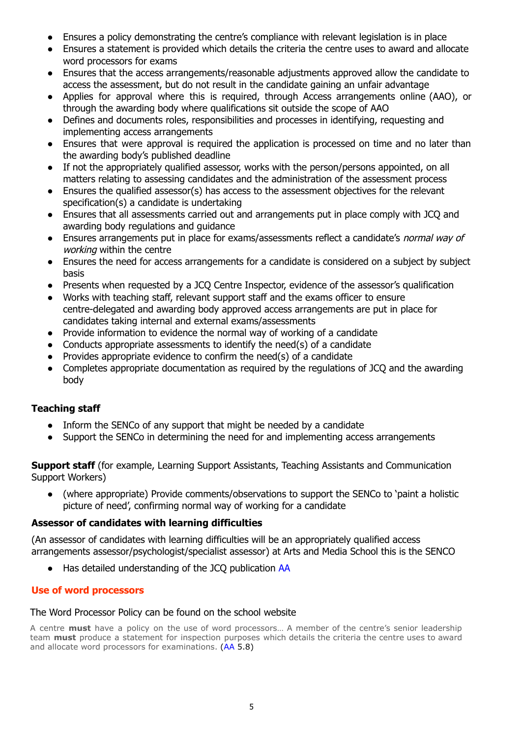- Ensures a policy demonstrating the centre's compliance with relevant legislation is in place
- Ensures a statement is provided which details the criteria the centre uses to award and allocate word processors for exams
- Ensures that the access arrangements/reasonable adjustments approved allow the candidate to access the assessment, but do not result in the candidate gaining an unfair advantage
- Applies for approval where this is required, through Access arrangements online (AAO), or through the awarding body where qualifications sit outside the scope of AAO
- Defines and documents roles, responsibilities and processes in identifying, requesting and implementing access arrangements
- Ensures that were approval is required the application is processed on time and no later than the awarding body's published deadline
- If not the appropriately qualified assessor, works with the person/persons appointed, on all matters relating to assessing candidates and the administration of the assessment process
- Ensures the qualified assessor(s) has access to the assessment objectives for the relevant specification(s) a candidate is undertaking
- Ensures that all assessments carried out and arrangements put in place comply with JCQ and awarding body regulations and guidance
- Ensures arrangements put in place for exams/assessments reflect a candidate's *normal way of working* within the centre
- Ensures the need for access arrangements for a candidate is considered on a subject by subject basis
- Presents when requested by a JCQ Centre Inspector, evidence of the assessor's qualification
- Works with teaching staff, relevant support staff and the exams officer to ensure centre-delegated and awarding body approved access arrangements are put in place for candidates taking internal and external exams/assessments
- Provide information to evidence the normal way of working of a candidate
- Conducts appropriate assessments to identify the need(s) of a candidate
- Provides appropriate evidence to confirm the need(s) of a candidate
- Completes appropriate documentation as required by the regulations of JCQ and the awarding body

**Teaching staff**

- Inform the SENCo of any support that might be needed by a candidate
- Support the SENCo in determining the need for and implementing access arrangements

**Support staff** (for example, Learning Support Assistants, Teaching Assistants and Communication Support Workers)

- (where appropriate) Provide comments/observations to support the SENCo to 'paint a holistic picture of need', confirming normal way of working for a candidate

**Assessor of candidates with learning difficulties**

(An assessor of candidates with learning difficulties will be an appropriately qualified access arrangements assessor/psychologist/specialist assessor) at Arts and Media School this is the SENCO

- Has detailed understanding of the JCQ publication AA

## Use of word processors

The Word Processor Policy can be found on the school website

A centre **must** have a policy on the use of word processors… A member of the centre's senior leadership team **must** produce a statement for inspection purposes which details the criteria the centre uses to award and allocate word processors for examinations. (AA 5.8)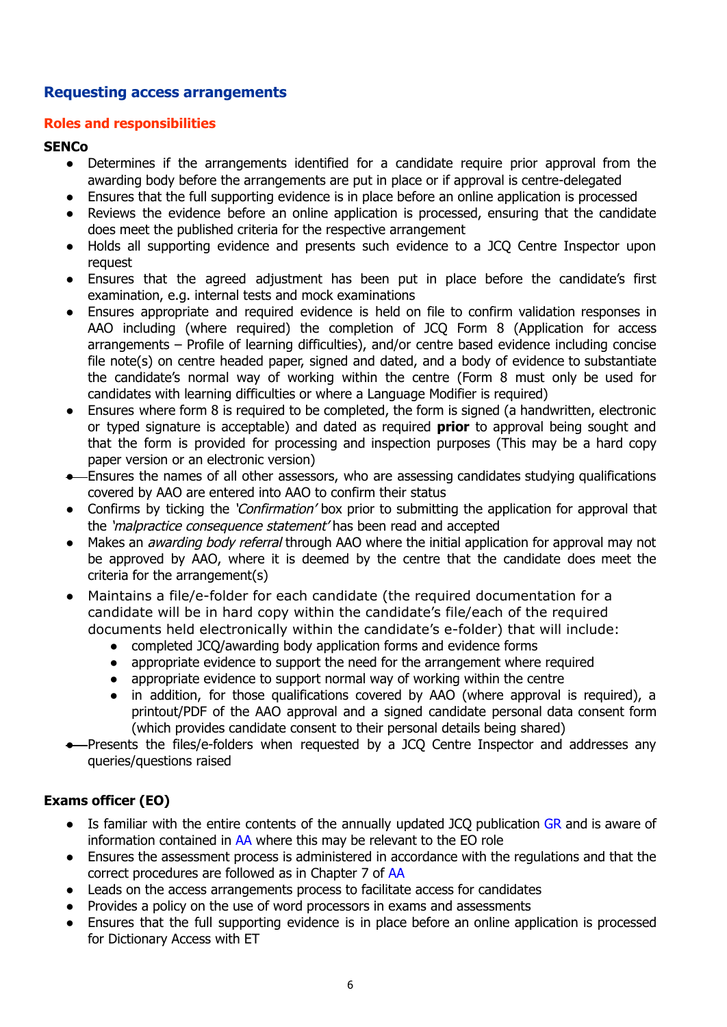## Requesting access arrangements

### Roles and responsibilities

**SENCo**

- Determines if the arrangements identified for a candidate require prior approval from the awarding body before the arrangements are put in place or if approval is centre-delegated
- Ensures that the full supporting evidence is in place before an online application is processed
- Reviews the evidence before an online application is processed, ensuring that the candidate does meet the published criteria for the respective arrangement
- Holds all supporting evidence and presents such evidence to a JCQ Centre Inspector upon request
- Ensures that the agreed adjustment has been put in place before the candidate's first examination, e.g. internal tests and mock examinations
- Ensures appropriate and required evidence is held on file to confirm validation responses in AAO including (where required) the completion of JCQ Form 8 (Application for access arrangements – Profile of learning difficulties), and/or centre based evidence including concise file note(s) on centre headed paper, signed and dated, and a body of evidence to substantiate the candidate's normal way of working within the centre (Form 8 must only be used for candidates with learning difficulties or where a Language Modifier is required)
- Ensures where form 8 is required to be completed, the form is signed (a handwritten, electronic or typed signature is acceptable) and dated as required **prior** to approval being sought and that the form is provided for processing and inspection purposes (This may be a hard copy paper version or an electronic version)
- Ensures the names of all other assessors, who are assessing candidates studying qualifications covered by AAO are entered into AAO to confirm their status
- Confirms by ticking the *'Confirmation'* box prior to submitting the application for approval that the *'malpractice consequence statement'* has been read and accepted
- Makes an *awarding body referral* through AAO where the initial application for approval may not be approved by AAO, where it is deemed by the centre that the candidate does meet the criteria for the arrangement(s)
- Maintains a file/e-folder for each candidate (the required documentation for a candidate will be in hard copy within the candidate's file/each of the required documents held electronically within the candidate's e-folder) that will include:
  - completed JCQ/awarding body application forms and evidence forms
  - appropriate evidence to support the need for the arrangement where required
  - appropriate evidence to support normal way of working within the centre
  - in addition, for those qualifications covered by AAO (where approval is required), a printout/PDF of the AAO approval and a signed candidate personal data consent form (which provides candidate consent to their personal details being shared)
- Presents the files/e-folders when requested by a JCQ Centre Inspector and addresses any queries/questions raised

**Exams officer (EO)**

- Is familiar with the entire contents of the annually updated JCQ publication GR and is aware of information contained in AA where this may be relevant to the EO role
- Ensures the assessment process is administered in accordance with the regulations and that the correct procedures are followed as in Chapter 7 of AA
- Leads on the access arrangements process to facilitate access for candidates
- Provides a policy on the use of word processors in exams and assessments
- Ensures that the full supporting evidence is in place before an online application is processed for Dictionary Access with ET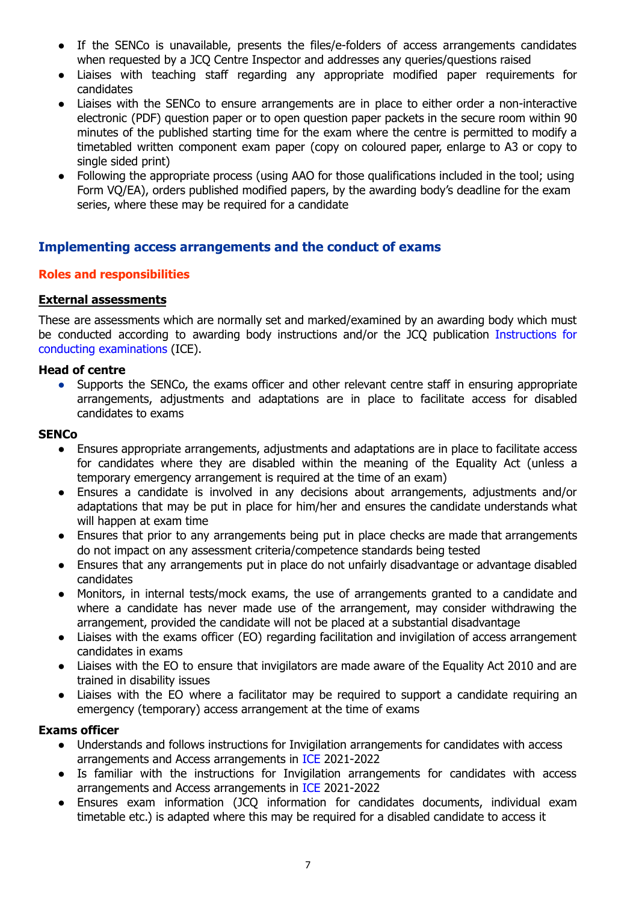- If the SENCo is unavailable, presents the files/e-folders of access arrangements candidates when requested by a JCQ Centre Inspector and addresses any queries/questions raised
- Liaises with teaching staff regarding any appropriate modified paper requirements for candidates
- Liaises with the SENCo to ensure arrangements are in place to either order a non-interactive electronic (PDF) question paper or to open question paper packets in the secure room within 90 minutes of the published starting time for the exam where the centre is permitted to modify a timetabled written component exam paper (copy on coloured paper, enlarge to A3 or copy to single sided print)
- Following the appropriate process (using AAO for those qualifications included in the tool; using Form VQ/EA), orders published modified papers, by the awarding body's deadline for the exam series, where these may be required for a candidate

## Implementing access arrangements and the conduct of exams

### Roles and responsibilities

**External assessments**

These are assessments which are normally set and marked/examined by an awarding body which must be conducted according to awarding body instructions and/or the JCQ publication Instructions for conducting examinations (ICE).

**Head of centre**

- Supports the SENCo, the exams officer and other relevant centre staff in ensuring appropriate arrangements, adjustments and adaptations are in place to facilitate access for disabled candidates to exams

**SENCo**

- Ensures appropriate arrangements, adjustments and adaptations are in place to facilitate access for candidates where they are disabled within the meaning of the Equality Act (unless a temporary emergency arrangement is required at the time of an exam)
- Ensures a candidate is involved in any decisions about arrangements, adjustments and/or adaptations that may be put in place for him/her and ensures the candidate understands what will happen at exam time
- Ensures that prior to any arrangements being put in place checks are made that arrangements do not impact on any assessment criteria/competence standards being tested
- Ensures that any arrangements put in place do not unfairly disadvantage or advantage disabled candidates
- Monitors, in internal tests/mock exams, the use of arrangements granted to a candidate and where a candidate has never made use of the arrangement, may consider withdrawing the arrangement, provided the candidate will not be placed at a substantial disadvantage
- Liaises with the exams officer (EO) regarding facilitation and invigilation of access arrangement candidates in exams
- Liaises with the EO to ensure that invigilators are made aware of the Equality Act 2010 and are trained in disability issues
- Liaises with the EO where a facilitator may be required to support a candidate requiring an emergency (temporary) access arrangement at the time of exams

**Exams officer**

- Understands and follows instructions for Invigilation arrangements for candidates with access arrangements and Access arrangements in ICE 2021-2022
- Is familiar with the instructions for Invigilation arrangements for candidates with access arrangements and Access arrangements in ICE 2021-2022
- Ensures exam information (JCQ information for candidates documents, individual exam timetable etc.) is adapted where this may be required for a disabled candidate to access it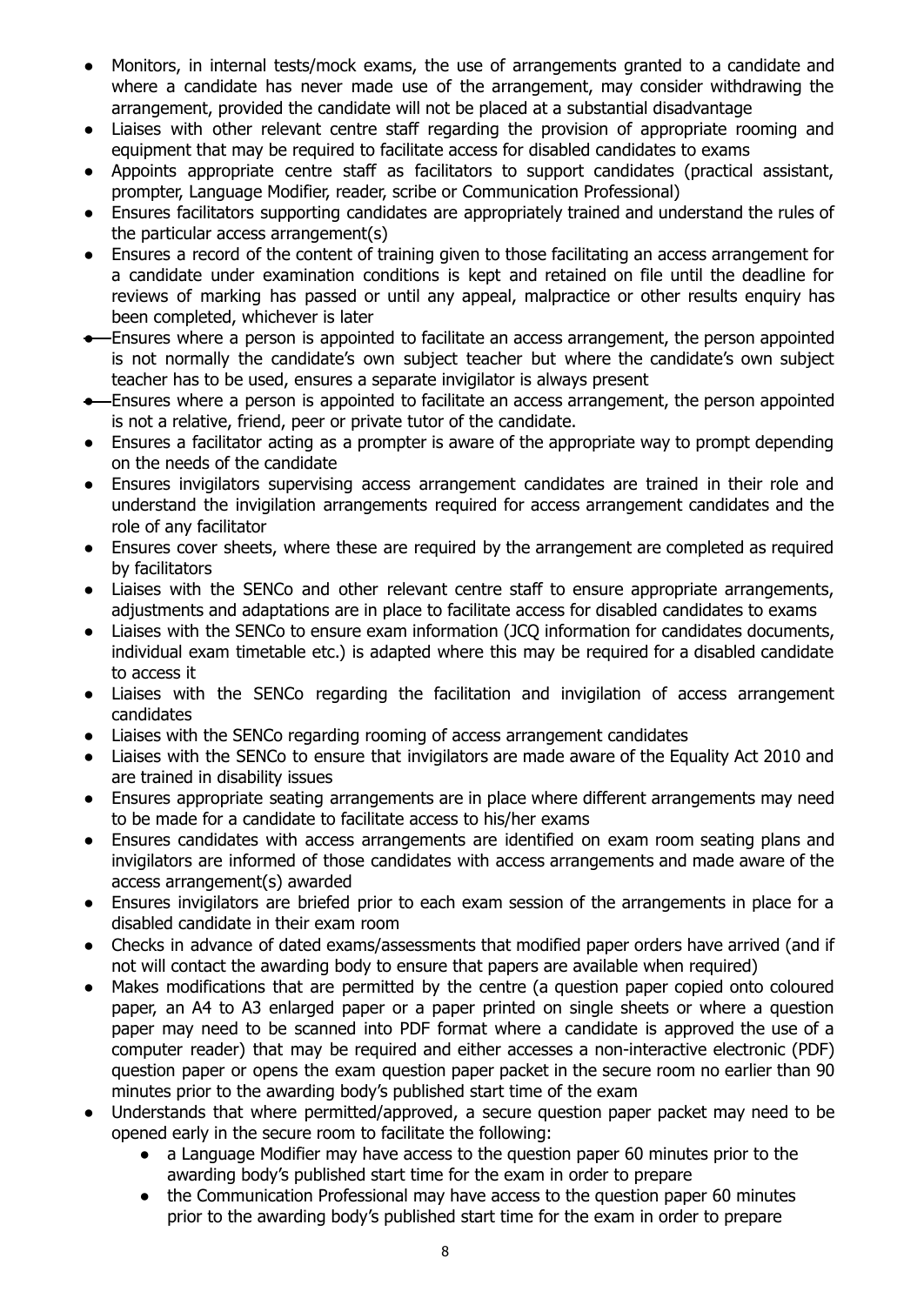- Monitors, in internal tests/mock exams, the use of arrangements granted to a candidate and where a candidate has never made use of the arrangement, may consider withdrawing the arrangement, provided the candidate will not be placed at a substantial disadvantage
- Liaises with other relevant centre staff regarding the provision of appropriate rooming and equipment that may be required to facilitate access for disabled candidates to exams
- Appoints appropriate centre staff as facilitators to support candidates (practical assistant, prompter, Language Modifier, reader, scribe or Communication Professional)
- Ensures facilitators supporting candidates are appropriately trained and understand the rules of the particular access arrangement(s)
- Ensures a record of the content of training given to those facilitating an access arrangement for a candidate under examination conditions is kept and retained on file until the deadline for reviews of marking has passed or until any appeal, malpractice or other results enquiry has been completed, whichever is later
- Ensures where a person is appointed to facilitate an access arrangement, the person appointed is not normally the candidate's own subject teacher but where the candidate's own subject teacher has to be used, ensures a separate invigilator is always present
- Ensures where a person is appointed to facilitate an access arrangement, the person appointed is not a relative, friend, peer or private tutor of the candidate.
- Ensures a facilitator acting as a prompter is aware of the appropriate way to prompt depending on the needs of the candidate
- Ensures invigilators supervising access arrangement candidates are trained in their role and understand the invigilation arrangements required for access arrangement candidates and the role of any facilitator
- Ensures cover sheets, where these are required by the arrangement are completed as required by facilitators
- Liaises with the SENCo and other relevant centre staff to ensure appropriate arrangements, adjustments and adaptations are in place to facilitate access for disabled candidates to exams
- Liaises with the SENCo to ensure exam information (JCQ information for candidates documents, individual exam timetable etc.) is adapted where this may be required for a disabled candidate to access it
- Liaises with the SENCo regarding the facilitation and invigilation of access arrangement candidates
- Liaises with the SENCo regarding rooming of access arrangement candidates
- Liaises with the SENCo to ensure that invigilators are made aware of the Equality Act 2010 and are trained in disability issues
- Ensures appropriate seating arrangements are in place where different arrangements may need to be made for a candidate to facilitate access to his/her exams
- Ensures candidates with access arrangements are identified on exam room seating plans and invigilators are informed of those candidates with access arrangements and made aware of the access arrangement(s) awarded
- Ensures invigilators are briefed prior to each exam session of the arrangements in place for a disabled candidate in their exam room
- Checks in advance of dated exams/assessments that modified paper orders have arrived (and if not will contact the awarding body to ensure that papers are available when required)
- Makes modifications that are permitted by the centre (a question paper copied onto coloured paper, an A4 to A3 enlarged paper or a paper printed on single sheets or where a question paper may need to be scanned into PDF format where a candidate is approved the use of a computer reader) that may be required and either accesses a non-interactive electronic (PDF) question paper or opens the exam question paper packet in the secure room no earlier than 90 minutes prior to the awarding body's published start time of the exam
- Understands that where permitted/approved, a secure question paper packet may need to be opened early in the secure room to facilitate the following:
    - a Language Modifier may have access to the question paper 60 minutes prior to the awarding body's published start time for the exam in order to prepare
    - the Communication Professional may have access to the question paper 60 minutes prior to the awarding body's published start time for the exam in order to prepare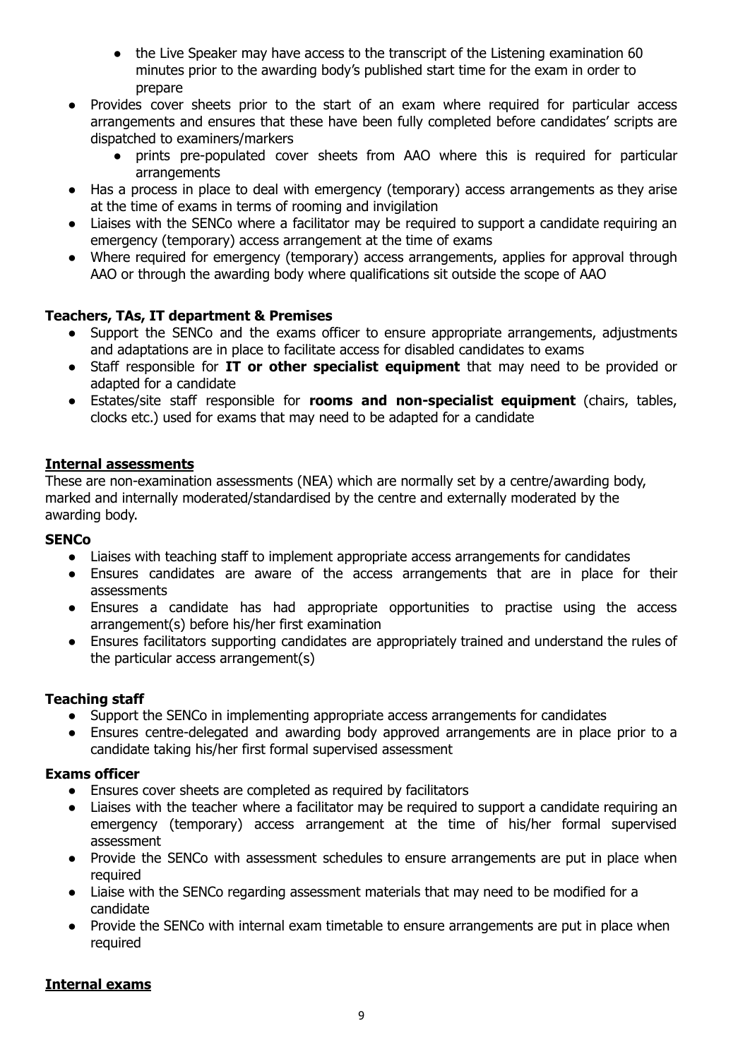- the Live Speaker may have access to the transcript of the Listening examination 60 minutes prior to the awarding body's published start time for the exam in order to prepare
- Provides cover sheets prior to the start of an exam where required for particular access arrangements and ensures that these have been fully completed before candidates' scripts are dispatched to examiners/markers
    - prints pre-populated cover sheets from AAO where this is required for particular arrangements
- Has a process in place to deal with emergency (temporary) access arrangements as they arise at the time of exams in terms of rooming and invigilation
- Liaises with the SENCo where a facilitator may be required to support a candidate requiring an emergency (temporary) access arrangement at the time of exams
- Where required for emergency (temporary) access arrangements, applies for approval through AAO or through the awarding body where qualifications sit outside the scope of AAO

**Teachers, TAs, IT department & Premises**

- Support the SENCo and the exams officer to ensure appropriate arrangements, adjustments and adaptations are in place to facilitate access for disabled candidates to exams
- Staff responsible for **IT or other specialist equipment** that may need to be provided or adapted for a candidate
- Estates/site staff responsible for **rooms and non-specialist equipment** (chairs, tables, clocks etc.) used for exams that may need to be adapted for a candidate

## Internal assessments

These are non-examination assessments (NEA) which are normally set by a centre/awarding body, marked and internally moderated/standardised by the centre and externally moderated by the awarding body.

**SENCo**

- Liaises with teaching staff to implement appropriate access arrangements for candidates
- Ensures candidates are aware of the access arrangements that are in place for their assessments
- Ensures a candidate has had appropriate opportunities to practise using the access arrangement(s) before his/her first examination
- Ensures facilitators supporting candidates are appropriately trained and understand the rules of the particular access arrangement(s)

**Teaching staff**

- Support the SENCo in implementing appropriate access arrangements for candidates
- Ensures centre-delegated and awarding body approved arrangements are in place prior to a candidate taking his/her first formal supervised assessment

**Exams officer**

- Ensures cover sheets are completed as required by facilitators
- Liaises with the teacher where a facilitator may be required to support a candidate requiring an emergency (temporary) access arrangement at the time of his/her formal supervised assessment
- Provide the SENCo with assessment schedules to ensure arrangements are put in place when required
- Liaise with the SENCo regarding assessment materials that may need to be modified for a candidate
- Provide the SENCo with internal exam timetable to ensure arrangements are put in place when required

## Internal exams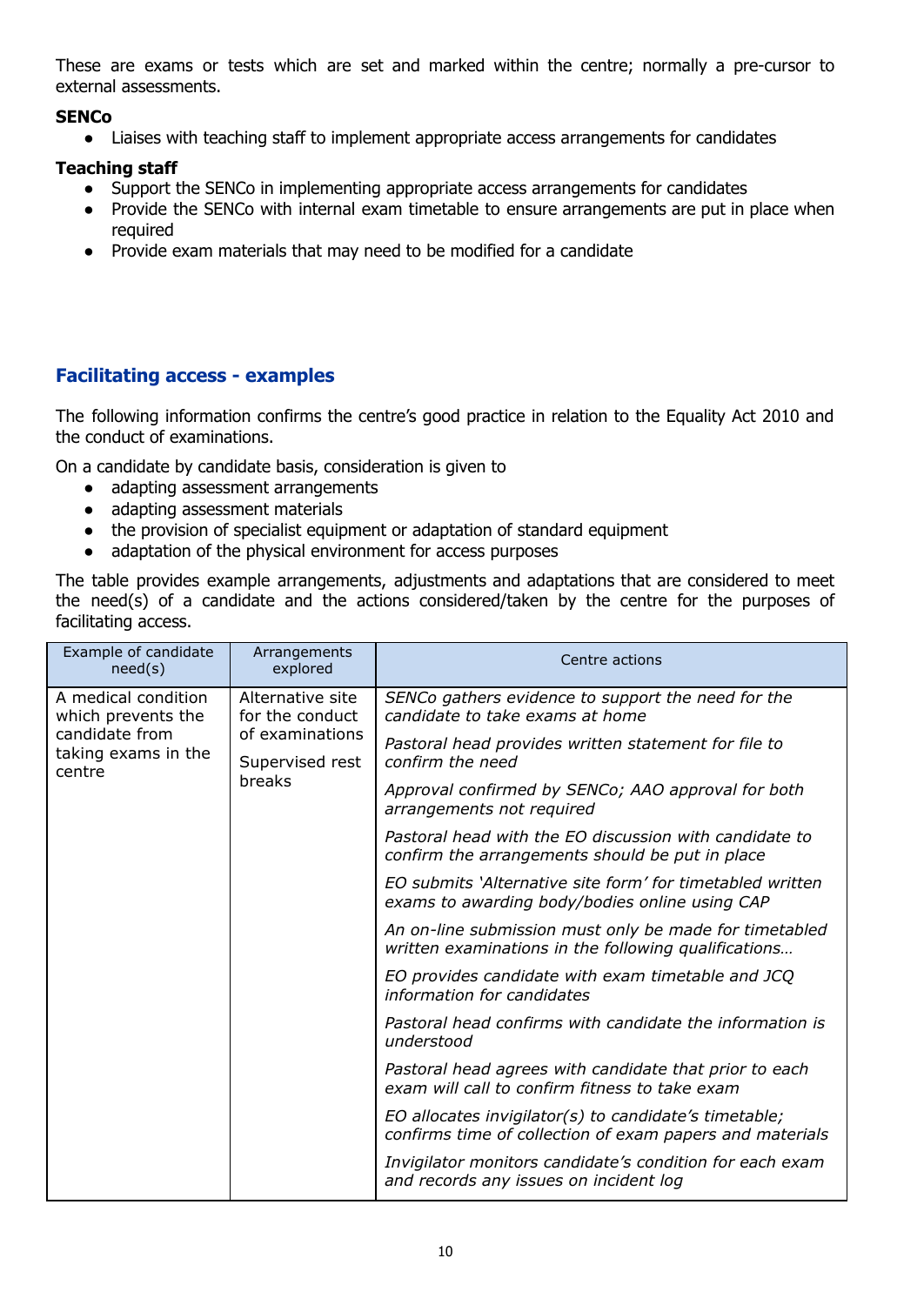These are exams or tests which are set and marked within the centre; normally a pre-cursor to external assessments.

**SENCo**

- Liaises with teaching staff to implement appropriate access arrangements for candidates

**Teaching staff**

- Support the SENCo in implementing appropriate access arrangements for candidates
- Provide the SENCo with internal exam timetable to ensure arrangements are put in place when required
- Provide exam materials that may need to be modified for a candidate

## Facilitating access - examples

The following information confirms the centre's good practice in relation to the Equality Act 2010 and the conduct of examinations.

On a candidate by candidate basis, consideration is given to

- adapting assessment arrangements
- adapting assessment materials
- the provision of specialist equipment or adaptation of standard equipment
- adaptation of the physical environment for access purposes

The table provides example arrangements, adjustments and adaptations that are considered to meet the need(s) of a candidate and the actions considered/taken by the centre for the purposes of facilitating access.

| Example of candidate need(s) | Arrangements explored | Centre actions |
|---|---|---|
| A medical condition which prevents the candidate from taking exams in the centre | Alternative site for the conduct of examinations<br><br>Supervised rest breaks | *SENCo gathers evidence to support the need for the candidate to take exams at home*<br><br>*Pastoral head provides written statement for file to confirm the need*<br><br>*Approval confirmed by SENCo; AAO approval for both arrangements not required*<br><br>*Pastoral head with the EO discussion with candidate to confirm the arrangements should be put in place*<br><br>*EO submits 'Alternative site form' for timetabled written exams to awarding body/bodies online using CAP*<br><br>*An on-line submission must only be made for timetabled written examinations in the following qualifications…*<br><br>*EO provides candidate with exam timetable and JCQ information for candidates*<br><br>*Pastoral head confirms with candidate the information is understood*<br><br>*Pastoral head agrees with candidate that prior to each exam will call to confirm fitness to take exam*<br><br>*EO allocates invigilator(s) to candidate's timetable; confirms time of collection of exam papers and materials*<br><br>*Invigilator monitors candidate's condition for each exam and records any issues on incident log* |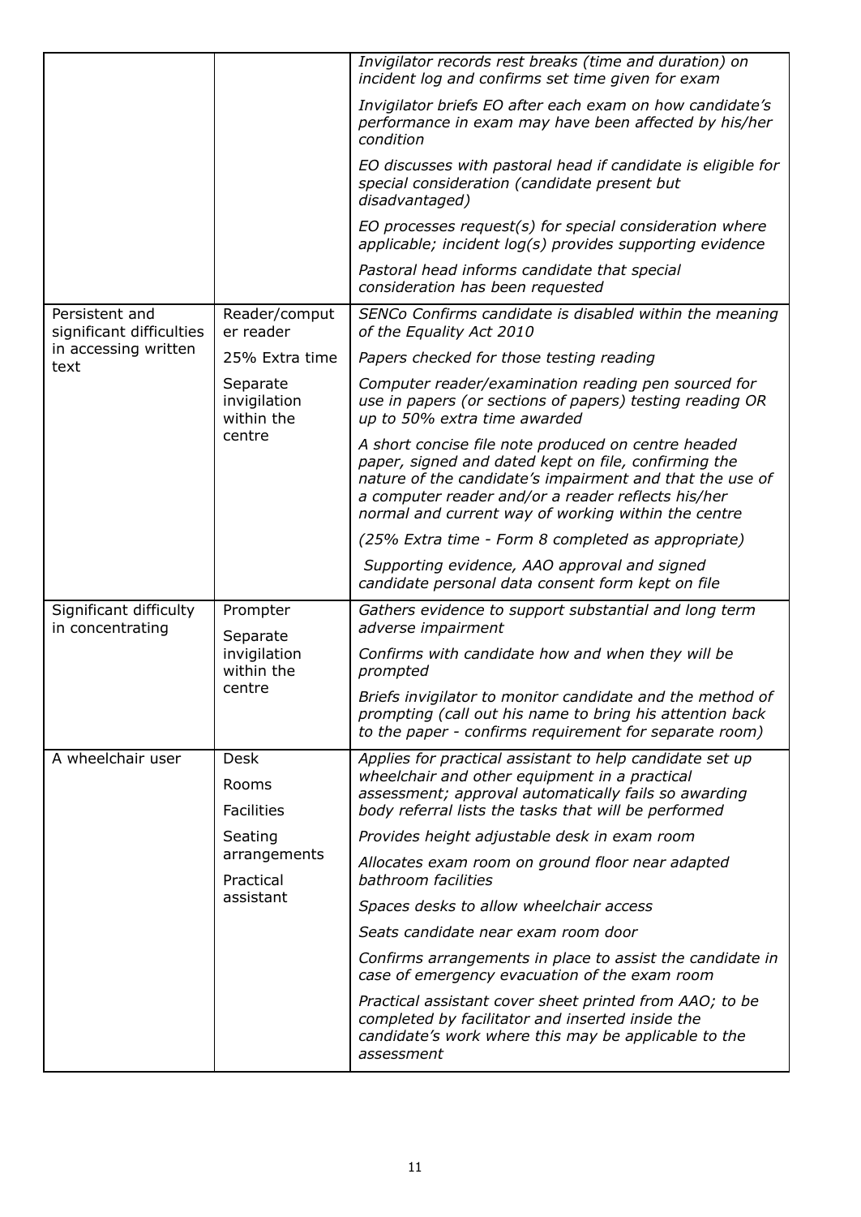| | | |
|---|---|---|
| | | *Invigilator records rest breaks (time and duration) on incident log and confirms set time given for exam*<br>*Invigilator briefs EO after each exam on how candidate's performance in exam may have been affected by his/her condition*<br>*EO discusses with pastoral head if candidate is eligible for special consideration (candidate present but disadvantaged)*<br>*EO processes request(s) for special consideration where applicable; incident log(s) provides supporting evidence*<br>*Pastoral head informs candidate that special consideration has been requested* |
| Persistent and significant difficulties in accessing written text | Reader/computer reader<br>25% Extra time<br>Separate invigilation within the centre | *SENCo Confirms candidate is disabled within the meaning of the Equality Act 2010*<br>*Papers checked for those testing reading*<br>*Computer reader/examination reading pen sourced for use in papers (or sections of papers) testing reading OR up to 50% extra time awarded*<br>*A short concise file note produced on centre headed paper, signed and dated kept on file, confirming the nature of the candidate's impairment and that the use of a computer reader and/or a reader reflects his/her normal and current way of working within the centre*<br>*(25% Extra time - Form 8 completed as appropriate)*<br>*Supporting evidence, AAO approval and signed candidate personal data consent form kept on file* |
| Significant difficulty in concentrating | Prompter<br>Separate invigilation within the centre | *Gathers evidence to support substantial and long term adverse impairment*<br>*Confirms with candidate how and when they will be prompted*<br>*Briefs invigilator to monitor candidate and the method of prompting (call out his name to bring his attention back to the paper - confirms requirement for separate room)* |
| A wheelchair user | Desk<br>Rooms<br>Facilities<br>Seating arrangements<br>Practical assistant | *Applies for practical assistant to help candidate set up wheelchair and other equipment in a practical assessment; approval automatically fails so awarding body referral lists the tasks that will be performed*<br>*Provides height adjustable desk in exam room*<br>*Allocates exam room on ground floor near adapted bathroom facilities*<br>*Spaces desks to allow wheelchair access*<br>*Seats candidate near exam room door*<br>*Confirms arrangements in place to assist the candidate in case of emergency evacuation of the exam room*<br>*Practical assistant cover sheet printed from AAO; to be completed by facilitator and inserted inside the candidate's work where this may be applicable to the assessment* |